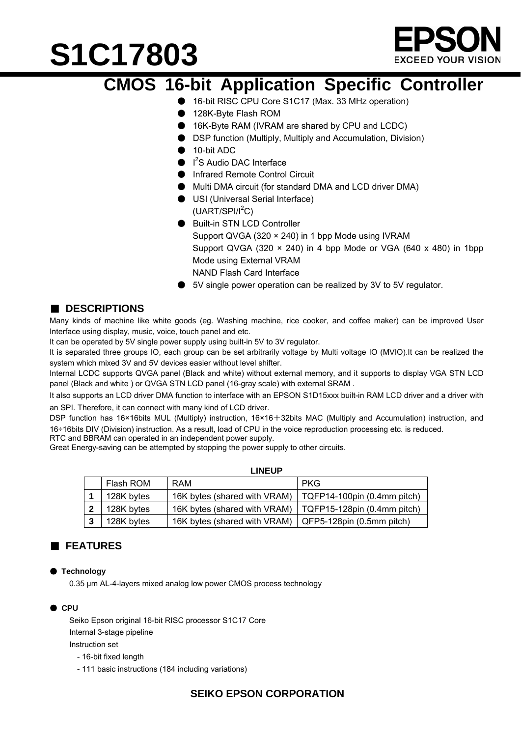# S1C17803

EPSON
EXCEED YOUR VISION

## CMOS 16-bit Application Specific Controller

- 16-bit RISC CPU Core S1C17 (Max. 33 MHz operation)
- 128K-Byte Flash ROM
- 16K-Byte RAM (IVRAM are shared by CPU and LCDC)
- DSP function (Multiply, Multiply and Accumulation, Division)
- 10-bit ADC
- I$^2$S Audio DAC Interface
- Infrared Remote Control Circuit
- Multi DMA circuit (for standard DMA and LCD driver DMA)
- USI (Universal Serial Interface)
  (UART/SPI/I$^2$C)
- Built-in STN LCD Controller
  Support QVGA (320 × 240) in 1 bpp Mode using IVRAM
  Support QVGA (320 × 240) in 4 bpp Mode or VGA (640 x 480) in 1bpp Mode using External VRAM
  NAND Flash Card Interface
- 5V single power operation can be realized by 3V to 5V regulator.

## ■ DESCRIPTIONS

Many kinds of machine like white goods (eg. Washing machine, rice cooker, and coffee maker) can be improved User Interface using display, music, voice, touch panel and etc.
It can be operated by 5V single power supply using built-in 5V to 3V regulator.
It is separated three groups IO, each group can be set arbitrarily voltage by Multi voltage IO (MVIO).It can be realized the system which mixed 3V and 5V devices easier without level shifter.
Internal LCDC supports QVGA panel (Black and white) without external memory, and it supports to display VGA STN LCD panel (Black and white ) or QVGA STN LCD panel (16-gray scale) with external SRAM .
It also supports an LCD driver DMA function to interface with an EPSON S1D15xxx built-in RAM LCD driver and a driver with an SPI. Therefore, it can connect with many kind of LCD driver.
DSP function has 16×16bits MUL (Multiply) instruction, 16×16＋32bits MAC (Multiply and Accumulation) instruction, and 16÷16bits DIV (Division) instruction. As a result, load of CPU in the voice reproduction processing etc. is reduced.
RTC and BBRAM can operated in an independent power supply.
Great Energy-saving can be attempted by stopping the power supply to other circuits.

**LINEUP**

| | Flash ROM | RAM | PKG |
|---|---|---|---|
| **1** | 128K bytes | 16K bytes (shared with VRAM) | TQFP14-100pin (0.4mm pitch) |
| **2** | 128K bytes | 16K bytes (shared with VRAM) | TQFP15-128pin (0.4mm pitch) |
| **3** | 128K bytes | 16K bytes (shared with VRAM) | QFP5-128pin (0.5mm pitch) |

## ■ FEATURES

● **Technology**

0.35 μm AL-4-layers mixed analog low power CMOS process technology

● **CPU**

Seiko Epson original 16-bit RISC processor S1C17 Core
Internal 3-stage pipeline
Instruction set
- 16-bit fixed length
- 111 basic instructions (184 including variations)

**SEIKO EPSON CORPORATION**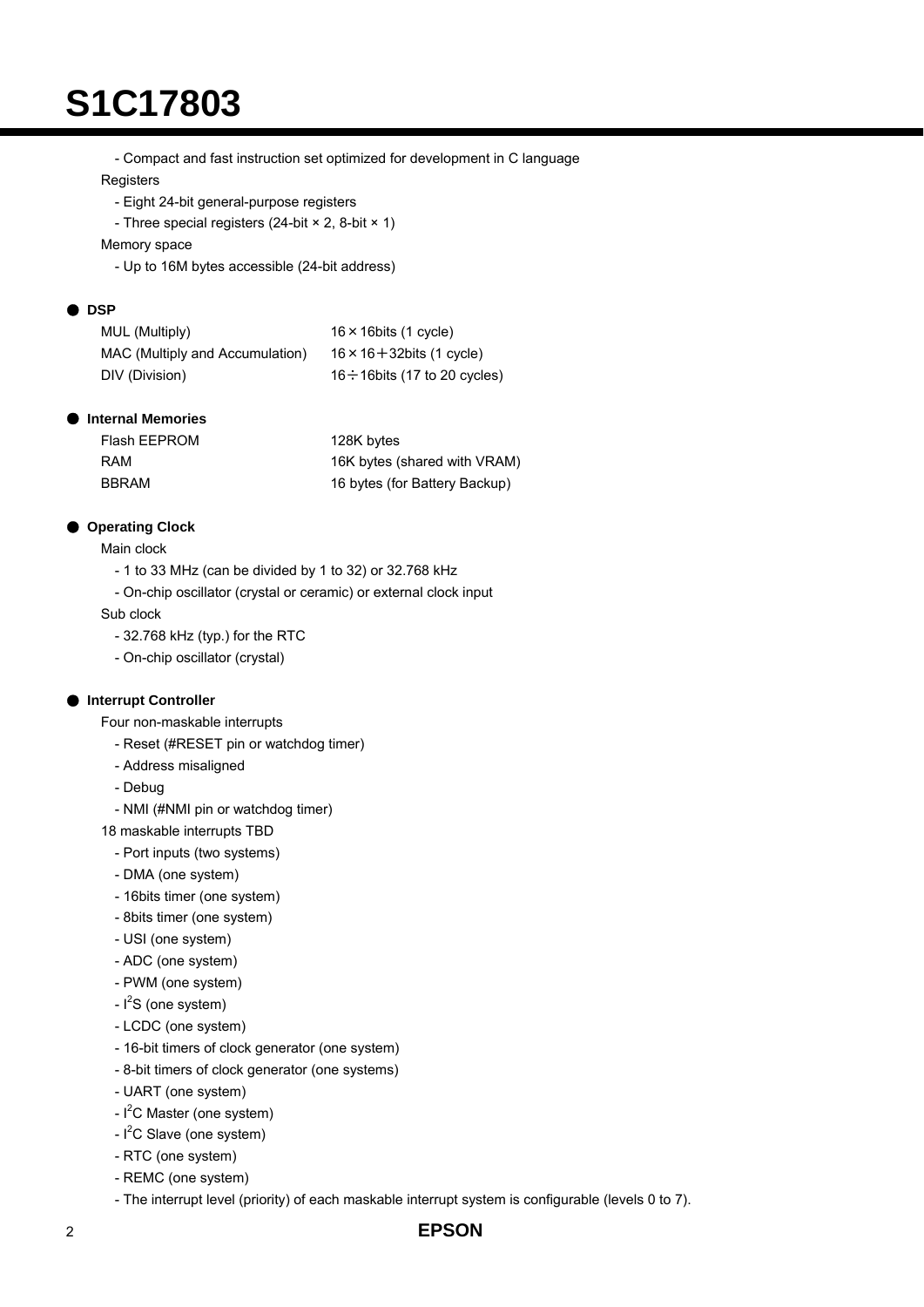- Compact and fast instruction set optimized for development in C language

Registers

- Eight 24-bit general-purpose registers
- Three special registers (24-bit × 2, 8-bit × 1)

Memory space

- Up to 16M bytes accessible (24-bit address)

## ● DSP

| | |
|---|---|
| MUL (Multiply) | 16 × 16bits (1 cycle) |
| MAC (Multiply and Accumulation) | 16 × 16 + 32bits (1 cycle) |
| DIV (Division) | 16 ÷ 16bits (17 to 20 cycles) |

## ● Internal Memories

| | |
|---|---|
| Flash EEPROM | 128K bytes |
| RAM | 16K bytes (shared with VRAM) |
| BBRAM | 16 bytes (for Battery Backup) |

## ● Operating Clock

Main clock

- 1 to 33 MHz (can be divided by 1 to 32) or 32.768 kHz
- On-chip oscillator (crystal or ceramic) or external clock input

Sub clock

- 32.768 kHz (typ.) for the RTC
- On-chip oscillator (crystal)

## ● Interrupt Controller

Four non-maskable interrupts

- Reset (#RESET pin or watchdog timer)
- Address misaligned
- Debug
- NMI (#NMI pin or watchdog timer)

18 maskable interrupts TBD

- Port inputs (two systems)
- DMA (one system)
- 16bits timer (one system)
- 8bits timer (one system)
- USI (one system)
- ADC (one system)
- PWM (one system)
- $I^2S$ (one system)
- LCDC (one system)
- 16-bit timers of clock generator (one system)
- 8-bit timers of clock generator (one systems)
- UART (one system)
- $I^2C$ Master (one system)
- $I^2C$ Slave (one system)
- RTC (one system)
- REMC (one system)
- The interrupt level (priority) of each maskable interrupt system is configurable (levels 0 to 7).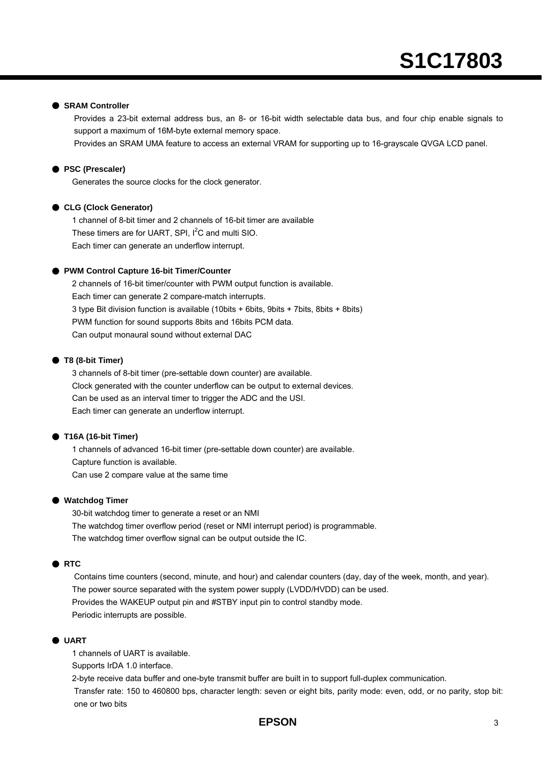● **SRAM Controller**

Provides a 23-bit external address bus, an 8- or 16-bit width selectable data bus, and four chip enable signals to support a maximum of 16M-byte external memory space.

Provides an SRAM UMA feature to access an external VRAM for supporting up to 16-grayscale QVGA LCD panel.

● **PSC (Prescaler)**

Generates the source clocks for the clock generator.

● **CLG (Clock Generator)**

1 channel of 8-bit timer and 2 channels of 16-bit timer are available

These timers are for UART, SPI, $I^2C$ and multi SIO.

Each timer can generate an underflow interrupt.

● **PWM Control Capture 16-bit Timer/Counter**

2 channels of 16-bit timer/counter with PWM output function is available.

Each timer can generate 2 compare-match interrupts.

3 type Bit division function is available (10bits + 6bits, 9bits + 7bits, 8bits + 8bits)

PWM function for sound supports 8bits and 16bits PCM data.

Can output monaural sound without external DAC

● **T8 (8-bit Timer)**

3 channels of 8-bit timer (pre-settable down counter) are available.

Clock generated with the counter underflow can be output to external devices.

Can be used as an interval timer to trigger the ADC and the USI.

Each timer can generate an underflow interrupt.

● **T16A (16-bit Timer)**

1 channels of advanced 16-bit timer (pre-settable down counter) are available.

Capture function is available.

Can use 2 compare value at the same time

● **Watchdog Timer**

30-bit watchdog timer to generate a reset or an NMI

The watchdog timer overflow period (reset or NMI interrupt period) is programmable.

The watchdog timer overflow signal can be output outside the IC.

● **RTC**

Contains time counters (second, minute, and hour) and calendar counters (day, day of the week, month, and year).

The power source separated with the system power supply (LVDD/HVDD) can be used.

Provides the WAKEUP output pin and #STBY input pin to control standby mode.

Periodic interrupts are possible.

● **UART**

1 channels of UART is available.

Supports IrDA 1.0 interface.

2-byte receive data buffer and one-byte transmit buffer are built in to support full-duplex communication.

Transfer rate: 150 to 460800 bps, character length: seven or eight bits, parity mode: even, odd, or no parity, stop bit: one or two bits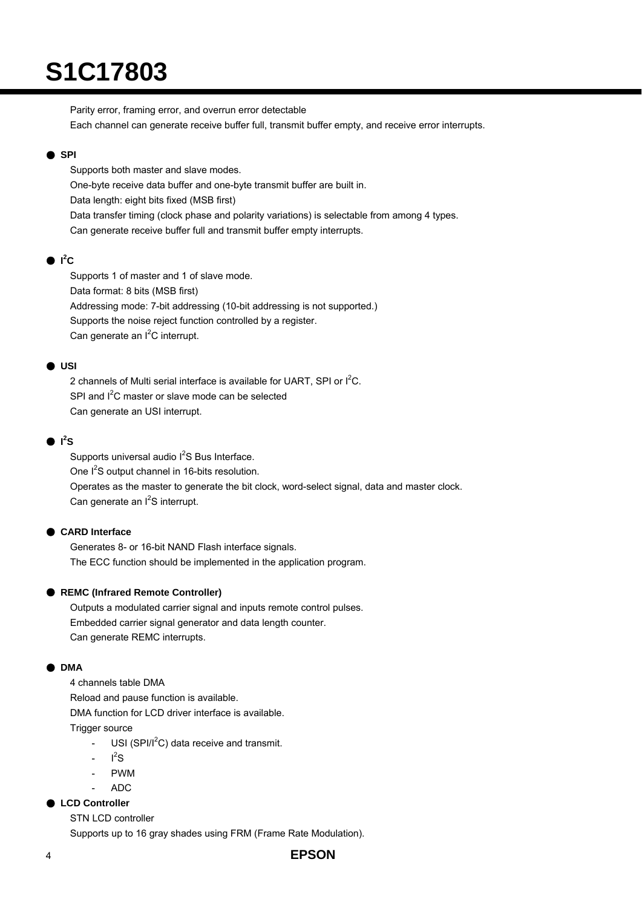Parity error, framing error, and overrun error detectable

Each channel can generate receive buffer full, transmit buffer empty, and receive error interrupts.

- **SPI**

  Supports both master and slave modes.

  One-byte receive data buffer and one-byte transmit buffer are built in.

  Data length: eight bits fixed (MSB first)

  Data transfer timing (clock phase and polarity variations) is selectable from among 4 types.

  Can generate receive buffer full and transmit buffer empty interrupts.

- **I$^2$C**

  Supports 1 of master and 1 of slave mode.

  Data format: 8 bits (MSB first)

  Addressing mode: 7-bit addressing (10-bit addressing is not supported.)

  Supports the noise reject function controlled by a register.

  Can generate an I$^2$C interrupt.

- **USI**

  2 channels of Multi serial interface is available for UART, SPI or I$^2$C.

  SPI and I$^2$C master or slave mode can be selected

  Can generate an USI interrupt.

- **I$^2$S**

  Supports universal audio I$^2$S Bus Interface.

  One I$^2$S output channel in 16-bits resolution.

  Operates as the master to generate the bit clock, word-select signal, data and master clock.

  Can generate an I$^2$S interrupt.

- **CARD Interface**

  Generates 8- or 16-bit NAND Flash interface signals.

  The ECC function should be implemented in the application program.

- **REMC (Infrared Remote Controller)**

  Outputs a modulated carrier signal and inputs remote control pulses.

  Embedded carrier signal generator and data length counter.

  Can generate REMC interrupts.

- **DMA**

  4 channels table DMA

  Reload and pause function is available.

  DMA function for LCD driver interface is available.

  Trigger source

  - USI (SPI/I$^2$C) data receive and transmit.
  - I$^2$S
  - PWM
  - ADC

- **LCD Controller**

  STN LCD controller

  Supports up to 16 gray shades using FRM (Frame Rate Modulation).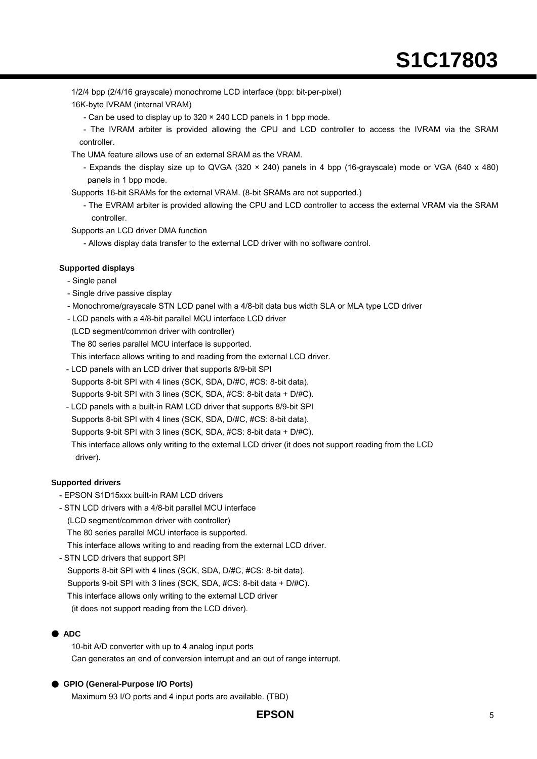1/2/4 bpp (2/4/16 grayscale) monochrome LCD interface (bpp: bit-per-pixel)

16K-byte IVRAM (internal VRAM)

- Can be used to display up to 320 × 240 LCD panels in 1 bpp mode.
- The IVRAM arbiter is provided allowing the CPU and LCD controller to access the IVRAM via the SRAM controller.

The UMA feature allows use of an external SRAM as the VRAM.

- Expands the display size up to QVGA (320 × 240) panels in 4 bpp (16-grayscale) mode or VGA (640 x 480) panels in 1 bpp mode.

Supports 16-bit SRAMs for the external VRAM. (8-bit SRAMs are not supported.)

- The EVRAM arbiter is provided allowing the CPU and LCD controller to access the external VRAM via the SRAM controller.

Supports an LCD driver DMA function

- Allows display data transfer to the external LCD driver with no software control.

**Supported displays**

- Single panel
- Single drive passive display
- Monochrome/grayscale STN LCD panel with a 4/8-bit data bus width SLA or MLA type LCD driver
- LCD panels with a 4/8-bit parallel MCU interface LCD driver
  (LCD segment/common driver with controller)
  The 80 series parallel MCU interface is supported.
  This interface allows writing to and reading from the external LCD driver.
- LCD panels with an LCD driver that supports 8/9-bit SPI
  Supports 8-bit SPI with 4 lines (SCK, SDA, D/#C, #CS: 8-bit data).
  Supports 9-bit SPI with 3 lines (SCK, SDA, #CS: 8-bit data + D/#C).
- LCD panels with a built-in RAM LCD driver that supports 8/9-bit SPI
  Supports 8-bit SPI with 4 lines (SCK, SDA, D/#C, #CS: 8-bit data).
  Supports 9-bit SPI with 3 lines (SCK, SDA, #CS: 8-bit data + D/#C).
  This interface allows only writing to the external LCD driver (it does not support reading from the LCD driver).

**Supported drivers**

- EPSON S1D15xxx built-in RAM LCD drivers
- STN LCD drivers with a 4/8-bit parallel MCU interface
  (LCD segment/common driver with controller)
  The 80 series parallel MCU interface is supported.
  This interface allows writing to and reading from the external LCD driver.
- STN LCD drivers that support SPI
  Supports 8-bit SPI with 4 lines (SCK, SDA, D/#C, #CS: 8-bit data).
  Supports 9-bit SPI with 3 lines (SCK, SDA, #CS: 8-bit data + D/#C).
  This interface allows only writing to the external LCD driver
  (it does not support reading from the LCD driver).

● **ADC**

10-bit A/D converter with up to 4 analog input ports

Can generates an end of conversion interrupt and an out of range interrupt.

● **GPIO (General-Purpose I/O Ports)**

Maximum 93 I/O ports and 4 input ports are available. (TBD)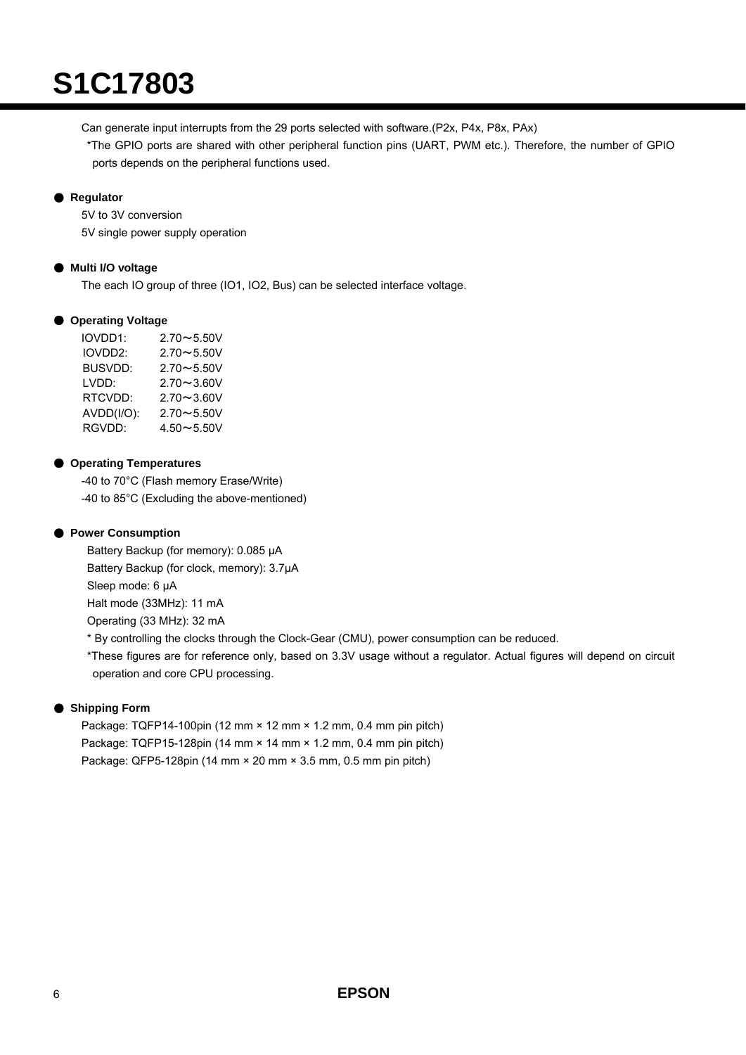# S1C17803

Can generate input interrupts from the 29 ports selected with software.(P2x, P4x, P8x, PAx)

*The GPIO ports are shared with other peripheral function pins (UART, PWM etc.). Therefore, the number of GPIO ports depends on the peripheral functions used.

● **Regulator**

5V to 3V conversion

5V single power supply operation

● **Multi I/O voltage**

The each IO group of three (IO1, IO2, Bus) can be selected interface voltage.

● **Operating Voltage**

| | |
|---|---|
| IOVDD1: | 2.70～5.50V |
| IOVDD2: | 2.70～5.50V |
| BUSVDD: | 2.70～5.50V |
| LVDD: | 2.70～3.60V |
| RTCVDD: | 2.70～3.60V |
| AVDD(I/O): | 2.70～5.50V |
| RGVDD: | 4.50～5.50V |

● **Operating Temperatures**

-40 to 70°C (Flash memory Erase/Write)

-40 to 85°C (Excluding the above-mentioned)

● **Power Consumption**

Battery Backup (for memory): 0.085 μA

Battery Backup (for clock, memory): 3.7μA

Sleep mode: 6 μA

Halt mode (33MHz): 11 mA

Operating (33 MHz): 32 mA

* By controlling the clocks through the Clock-Gear (CMU), power consumption can be reduced.

*These figures are for reference only, based on 3.3V usage without a regulator. Actual figures will depend on circuit operation and core CPU processing.

● **Shipping Form**

Package: TQFP14-100pin (12 mm × 12 mm × 1.2 mm, 0.4 mm pin pitch)

Package: TQFP15-128pin (14 mm × 14 mm × 1.2 mm, 0.4 mm pin pitch)

Package: QFP5-128pin (14 mm × 20 mm × 3.5 mm, 0.5 mm pin pitch)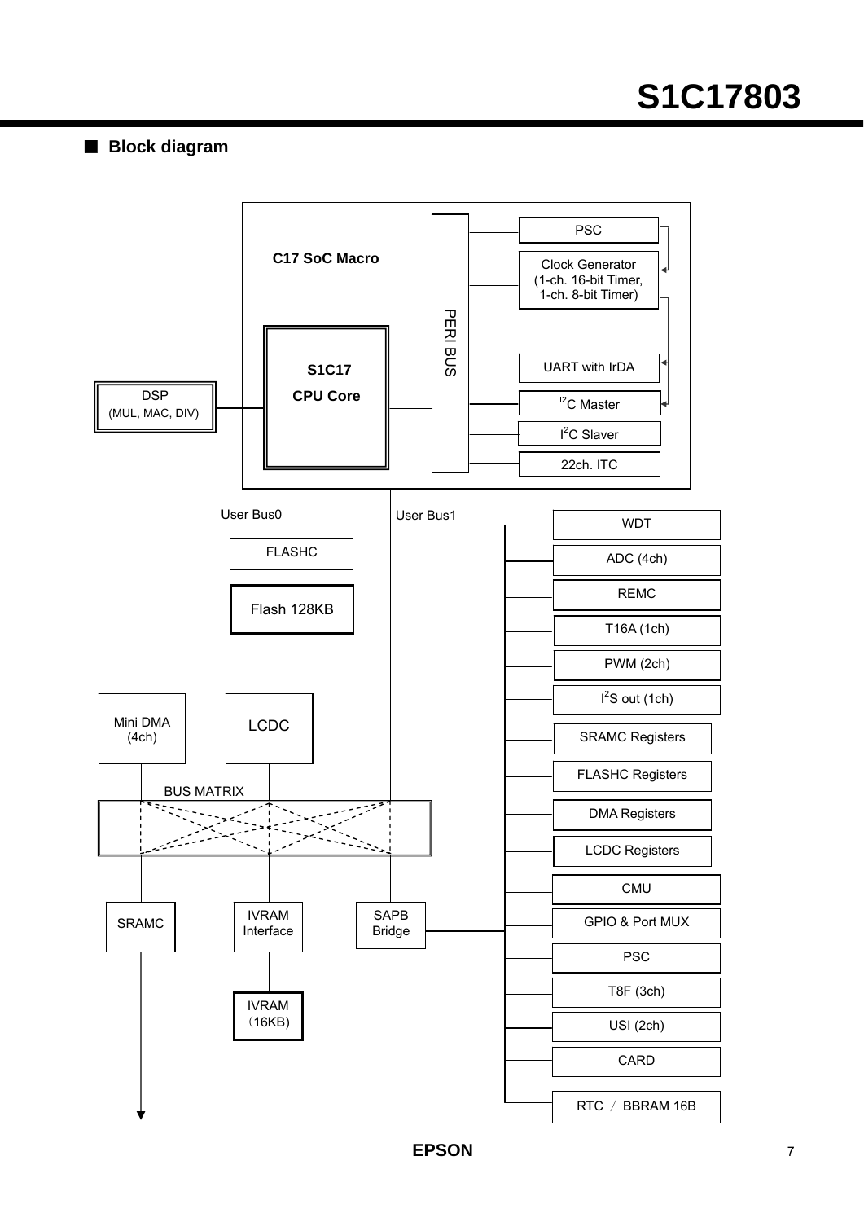## ■ Block diagram

C17 SoC Macro

S1C17 CPU Core

DSP (MUL, MAC, DIV)

PERI BUS

PSC

Clock Generator (1-ch. 16-bit Timer, 1-ch. 8-bit Timer)

UART with IrDA

I2C Master

I2C Slaver

22ch. ITC

User Bus0

User Bus1

FLASHC

Flash 128KB

Mini DMA (4ch)

LCDC

BUS MATRIX

SRAMC

IVRAM Interface

IVRAM (16KB)

SAPB Bridge

WDT

ADC (4ch)

REMC

T16A (1ch)

PWM (2ch)

I2S out (1ch)

SRAMC Registers

FLASHC Registers

DMA Registers

LCDC Registers

CMU

GPIO & Port MUX

PSC

T8F (3ch)

USI (2ch)

CARD

RTC ／ BBRAM 16B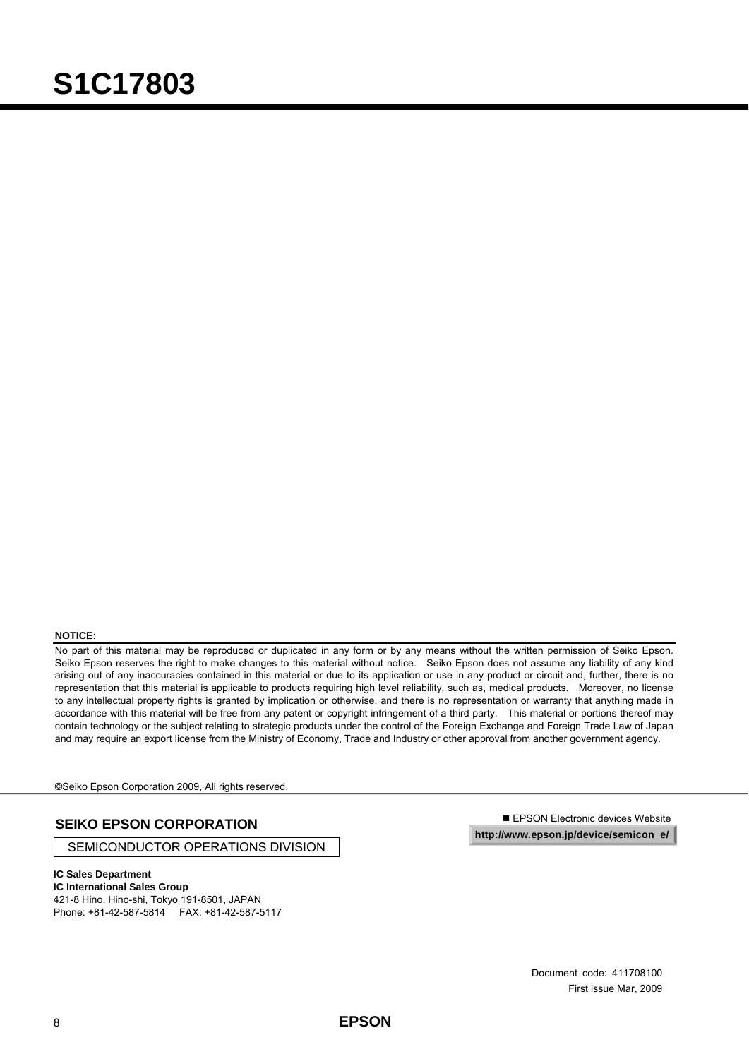# S1C17803

**NOTICE:**

No part of this material may be reproduced or duplicated in any form or by any means without the written permission of Seiko Epson. Seiko Epson reserves the right to make changes to this material without notice. Seiko Epson does not assume any liability of any kind arising out of any inaccuracies contained in this material or due to its application or use in any product or circuit and, further, there is no representation that this material is applicable to products requiring high level reliability, such as, medical products. Moreover, no license to any intellectual property rights is granted by implication or otherwise, and there is no representation or warranty that anything made in accordance with this material will be free from any patent or copyright infringement of a third party. This material or portions thereof may contain technology or the subject relating to strategic products under the control of the Foreign Exchange and Foreign Trade Law of Japan and may require an export license from the Ministry of Economy, Trade and Industry or other approval from another government agency.

©Seiko Epson Corporation 2009, All rights reserved.

**SEIKO EPSON CORPORATION**

SEMICONDUCTOR OPERATIONS DIVISION

**IC Sales Department**
**IC International Sales Group**
421-8 Hino, Hino-shi, Tokyo 191-8501, JAPAN
Phone: +81-42-587-5814 FAX: +81-42-587-5117

■ EPSON Electronic devices Website
**http://www.epson.jp/device/semicon_e/**

Document code: 411708100
First issue Mar, 2009